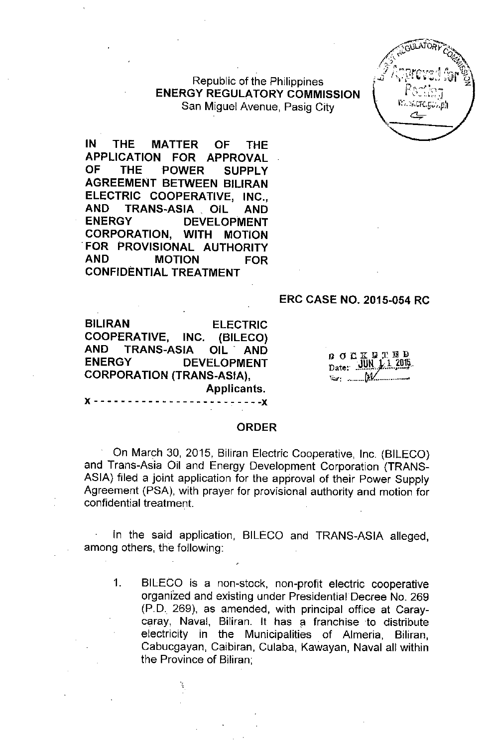Republic of the Philippines
**ENERGY REGULATORY COMMISSION**
San Miguel Avenue, Pasig City

**IN THE MATTER OF THE APPLICATION FOR APPROVAL OF THE POWER SUPPLY AGREEMENT BETWEEN BILIRAN ELECTRIC COOPERATIVE, INC., AND TRANS-ASIA OIL AND ENERGY DEVELOPMENT CORPORATION, WITH MOTION FOR PROVISIONAL AUTHORITY AND MOTION FOR CONFIDENTIAL TREATMENT**

**ERC CASE NO. 2015-054 RC**

**BILIRAN ELECTRIC COOPERATIVE, INC. (BILECO) AND TRANS-ASIA OIL AND ENERGY DEVELOPMENT CORPORATION (TRANS-ASIA),**
**Applicants.**

x - - - - - - - - - - - - - - - - - - - - - - - - x

DOCKETED
Date: JUN 11 2015
By: M

## ORDER

On March 30, 2015, Biliran Electric Cooperative, Inc. (BILECO) and Trans-Asia Oil and Energy Development Corporation (TRANS-ASIA) filed a joint application for the approval of their Power Supply Agreement (PSA), with prayer for provisional authority and motion for confidential treatment.

In the said application, BILECO and TRANS-ASIA alleged, among others, the following:

1. BILECO is a non-stock, non-profit electric cooperative organized and existing under Presidential Decree No. 269 (P.D. 269), as amended, with principal office at Caray-caray, Naval, Biliran. It has a franchise to distribute electricity in the Municipalities of Almeria, Biliran, Cabucgayan, Caibiran, Culaba, Kawayan, Naval all within the Province of Biliran;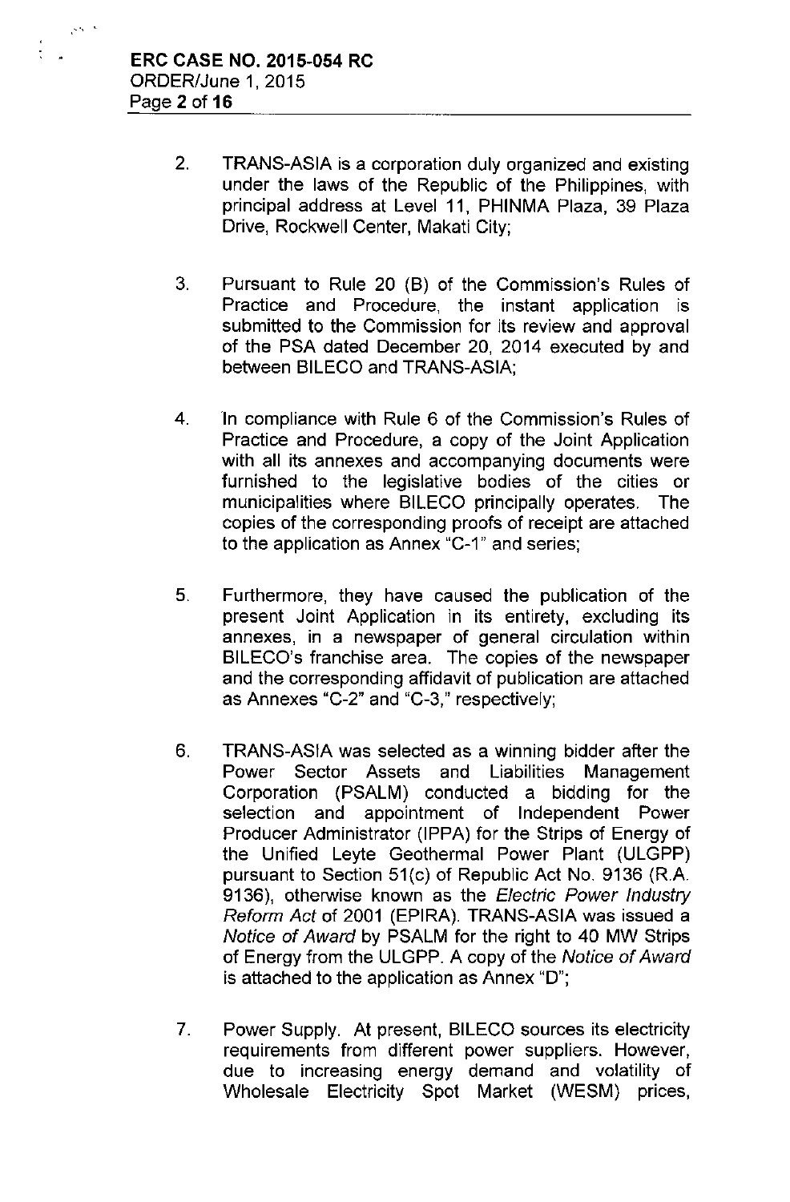2. TRANS-ASIA is a corporation duly organized and existing under the laws of the Republic of the Philippines, with principal address at Level 11, PHINMA Plaza, 39 Plaza Drive, Rockwell Center, Makati City;

3. Pursuant to Rule 20 (B) of the Commission's Rules of Practice and Procedure, the instant application is submitted to the Commission for its review and approval of the PSA dated December 20, 2014 executed by and between BILECO and TRANS-ASIA;

4. In compliance with Rule 6 of the Commission's Rules of Practice and Procedure, a copy of the Joint Application with all its annexes and accompanying documents were furnished to the legislative bodies of the cities or municipalities where BILECO principally operates. The copies of the corresponding proofs of receipt are attached to the application as Annex "C-1" and series;

5. Furthermore, they have caused the publication of the present Joint Application in its entirety, excluding its annexes, in a newspaper of general circulation within BILECO's franchise area. The copies of the newspaper and the corresponding affidavit of publication are attached as Annexes "C-2" and "C-3," respectively;

6. TRANS-ASIA was selected as a winning bidder after the Power Sector Assets and Liabilities Management Corporation (PSALM) conducted a bidding for the selection and appointment of Independent Power Producer Administrator (IPPA) for the Strips of Energy of the Unified Leyte Geothermal Power Plant (ULGPP) pursuant to Section 51(c) of Republic Act No. 9136 (R.A. 9136), otherwise known as the *Electric Power Industry Reform Act* of 2001 (EPIRA). TRANS-ASIA was issued a *Notice of Award* by PSALM for the right to 40 MW Strips of Energy from the ULGPP. A copy of the *Notice of Award* is attached to the application as Annex "D";

7. Power Supply. At present, BILECO sources its electricity requirements from different power suppliers. However, due to increasing energy demand and volatility of Wholesale Electricity Spot Market (WESM) prices,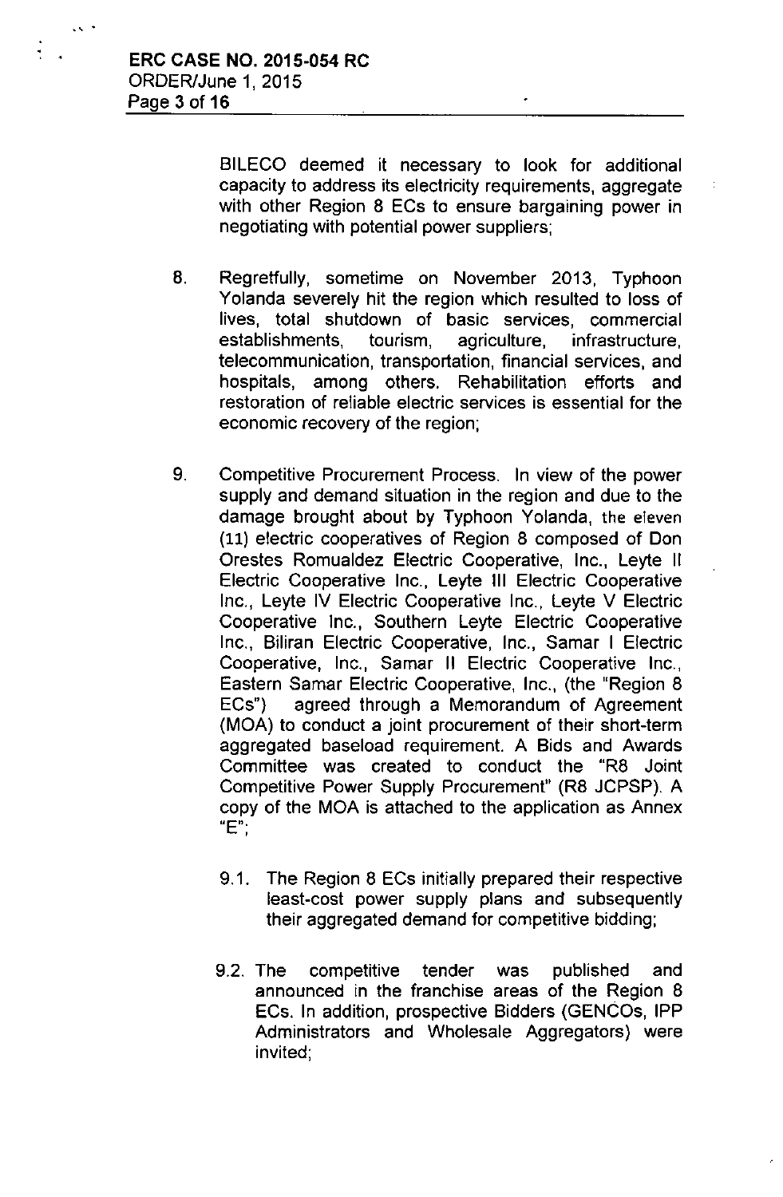BILECO deemed it necessary to look for additional capacity to address its electricity requirements, aggregate with other Region 8 ECs to ensure bargaining power in negotiating with potential power suppliers;

8. Regretfully, sometime on November 2013, Typhoon Yolanda severely hit the region which resulted to loss of lives, total shutdown of basic services, commercial establishments, tourism, agriculture, infrastructure, telecommunication, transportation, financial services, and hospitals, among others. Rehabilitation efforts and restoration of reliable electric services is essential for the economic recovery of the region;

9. Competitive Procurement Process. In view of the power supply and demand situation in the region and due to the damage brought about by Typhoon Yolanda, the eleven (11) electric cooperatives of Region 8 composed of Don Orestes Romualdez Electric Cooperative, Inc., Leyte II Electric Cooperative Inc., Leyte III Electric Cooperative Inc., Leyte IV Electric Cooperative Inc., Leyte V Electric Cooperative Inc., Southern Leyte Electric Cooperative Inc., Biliran Electric Cooperative, Inc., Samar I Electric Cooperative, Inc., Samar II Electric Cooperative Inc., Eastern Samar Electric Cooperative, Inc., (the "Region 8 ECs") agreed through a Memorandum of Agreement (MOA) to conduct a joint procurement of their short-term aggregated baseload requirement. A Bids and Awards Committee was created to conduct the "R8 Joint Competitive Power Supply Procurement" (R8 JCPSP). A copy of the MOA is attached to the application as Annex "E";

   9.1. The Region 8 ECs initially prepared their respective least-cost power supply plans and subsequently their aggregated demand for competitive bidding;

   9.2. The competitive tender was published and announced in the franchise areas of the Region 8 ECs. In addition, prospective Bidders (GENCOs, IPP Administrators and Wholesale Aggregators) were invited;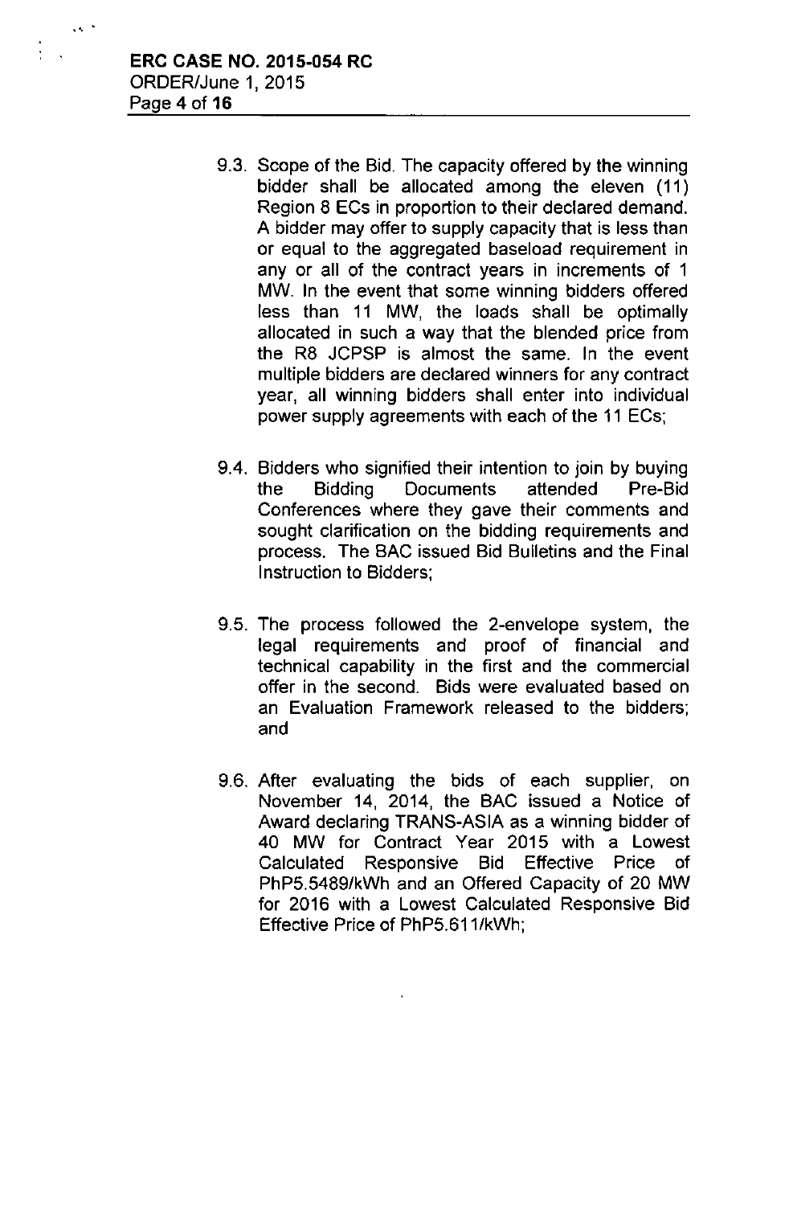9.3. Scope of the Bid. The capacity offered by the winning bidder shall be allocated among the eleven (11) Region 8 ECs in proportion to their declared demand. A bidder may offer to supply capacity that is less than or equal to the aggregated baseload requirement in any or all of the contract years in increments of 1 MW. In the event that some winning bidders offered less than 11 MW, the loads shall be optimally allocated in such a way that the blended price from the R8 JCPSP is almost the same. In the event multiple bidders are declared winners for any contract year, all winning bidders shall enter into individual power supply agreements with each of the 11 ECs;

9.4. Bidders who signified their intention to join by buying the Bidding Documents attended Pre-Bid Conferences where they gave their comments and sought clarification on the bidding requirements and process. The BAC issued Bid Bulletins and the Final Instruction to Bidders;

9.5. The process followed the 2-envelope system, the legal requirements and proof of financial and technical capability in the first and the commercial offer in the second. Bids were evaluated based on an Evaluation Framework released to the bidders; and

9.6. After evaluating the bids of each supplier, on November 14, 2014, the BAC issued a Notice of Award declaring TRANS-ASIA as a winning bidder of 40 MW for Contract Year 2015 with a Lowest Calculated Responsive Bid Effective Price of PhP5.5489/kWh and an Offered Capacity of 20 MW for 2016 with a Lowest Calculated Responsive Bid Effective Price of PhP5.611/kWh;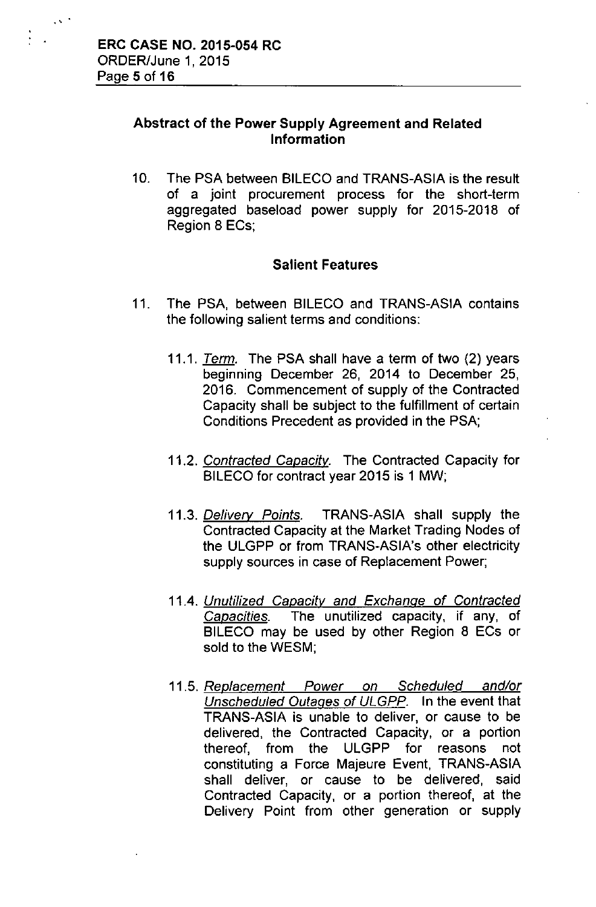## Abstract of the Power Supply Agreement and Related Information

10. The PSA between BILECO and TRANS-ASIA is the result of a joint procurement process for the short-term aggregated baseload power supply for 2015-2018 of Region 8 ECs;

### Salient Features

11. The PSA, between BILECO and TRANS-ASIA contains the following salient terms and conditions:

    11.1. *Term*. The PSA shall have a term of two (2) years beginning December 26, 2014 to December 25, 2016. Commencement of supply of the Contracted Capacity shall be subject to the fulfillment of certain Conditions Precedent as provided in the PSA;

    11.2. *Contracted Capacity*. The Contracted Capacity for BILECO for contract year 2015 is 1 MW;

    11.3. *Delivery Points*. TRANS-ASIA shall supply the Contracted Capacity at the Market Trading Nodes of the ULGPP or from TRANS-ASIA's other electricity supply sources in case of Replacement Power;

    11.4. *Unutilized Capacity and Exchange of Contracted Capacities*. The unutilized capacity, if any, of BILECO may be used by other Region 8 ECs or sold to the WESM;

    11.5. *Replacement Power on Scheduled and/or Unscheduled Outages of ULGPP*. In the event that TRANS-ASIA is unable to deliver, or cause to be delivered, the Contracted Capacity, or a portion thereof, from the ULGPP for reasons not constituting a Force Majeure Event, TRANS-ASIA shall deliver, or cause to be delivered, said Contracted Capacity, or a portion thereof, at the Delivery Point from other generation or supply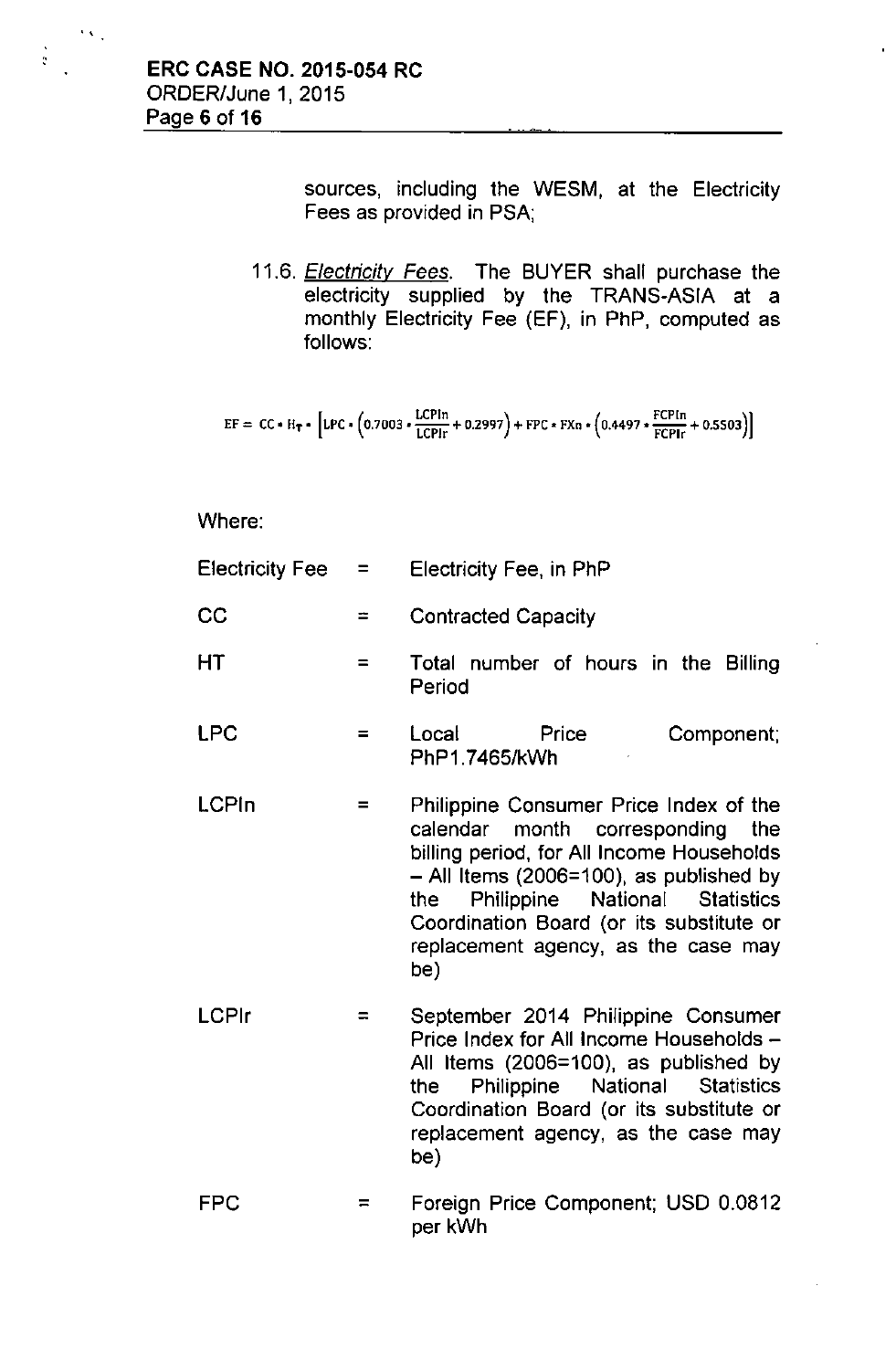sources, including the WESM, at the Electricity Fees as provided in PSA;

11.6. *Electricity Fees*. The BUYER shall purchase the electricity supplied by the TRANS-ASIA at a monthly Electricity Fee (EF), in PhP, computed as follows:

$$EF = CC * H_T * \left[ LPC * \left( 0.7003 * \frac{LCPIn}{LCPIr} + 0.2997 \right) + FPC * FXn * \left( 0.4497 * \frac{FCPIn}{FCPIr} + 0.5503 \right) \right]$$

Where:

| | | |
|---|---|---|
| Electricity Fee | = | Electricity Fee, in PhP |
| CC | = | Contracted Capacity |
| HT | = | Total number of hours in the Billing Period |
| LPC | = | Local Price Component; PhP1.7465/kWh |
| LCPIn | = | Philippine Consumer Price Index of the calendar month corresponding the billing period, for All Income Households – All Items (2006=100), as published by the Philippine National Statistics Coordination Board (or its substitute or replacement agency, as the case may be) |
| LCPIr | = | September 2014 Philippine Consumer Price Index for All Income Households – All Items (2006=100), as published by the Philippine National Statistics Coordination Board (or its substitute or replacement agency, as the case may be) |
| FPC | = | Foreign Price Component; USD 0.0812 per kWh |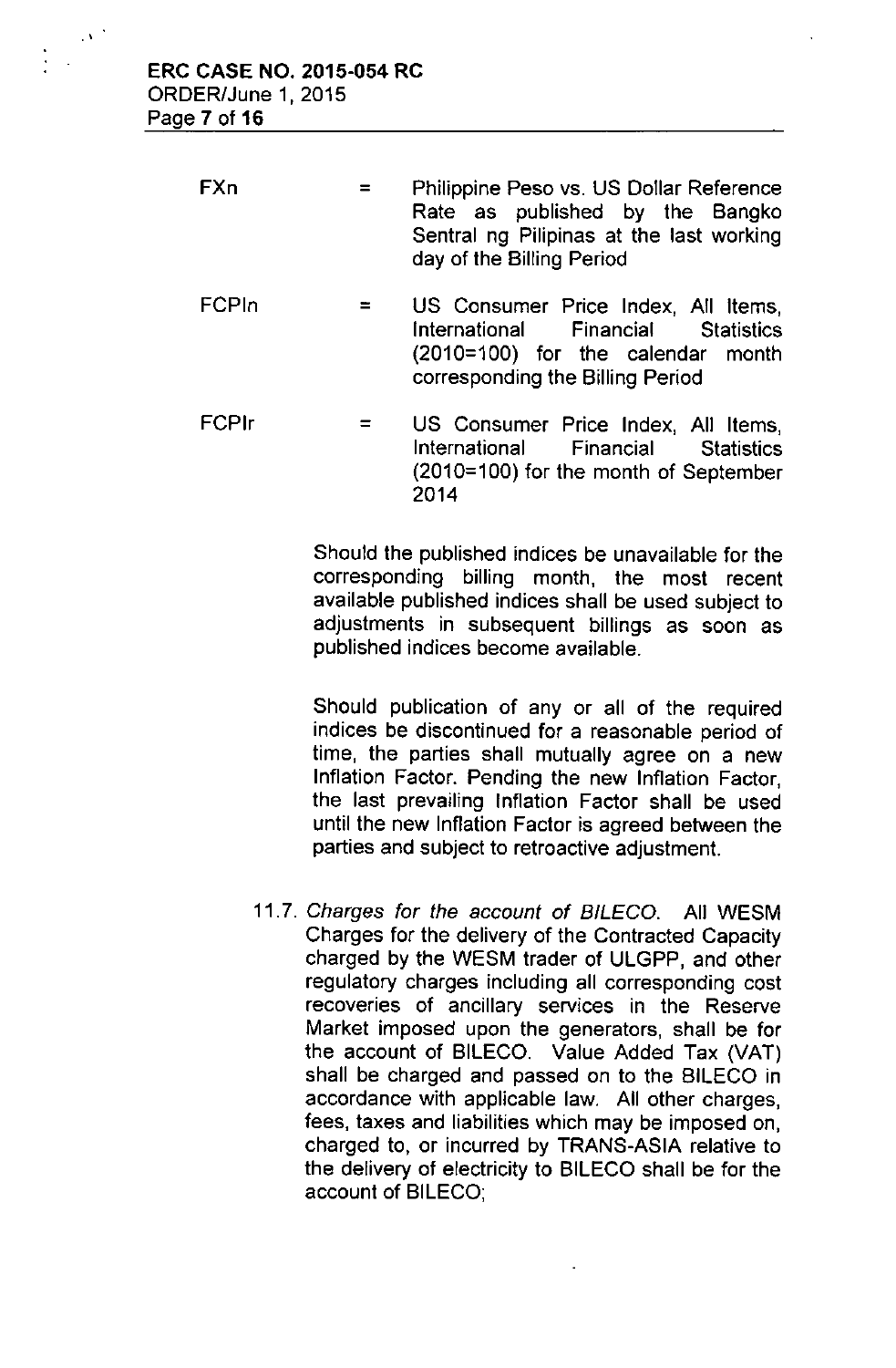$FX_n$ = Philippine Peso vs. US Dollar Reference Rate as published by the Bangko Sentral ng Pilipinas at the last working day of the Billing Period

$FCPI_n$ = US Consumer Price Index, All Items, International Financial Statistics (2010=100) for the calendar month corresponding the Billing Period

$FCPI_r$ = US Consumer Price Index, All Items, International Financial Statistics (2010=100) for the month of September 2014

Should the published indices be unavailable for the corresponding billing month, the most recent available published indices shall be used subject to adjustments in subsequent billings as soon as published indices become available.

Should publication of any or all of the required indices be discontinued for a reasonable period of time, the parties shall mutually agree on a new Inflation Factor. Pending the new Inflation Factor, the last prevailing Inflation Factor shall be used until the new Inflation Factor is agreed between the parties and subject to retroactive adjustment.

11.7. *Charges for the account of BILECO.* All WESM Charges for the delivery of the Contracted Capacity charged by the WESM trader of ULGPP, and other regulatory charges including all corresponding cost recoveries of ancillary services in the Reserve Market imposed upon the generators, shall be for the account of BILECO. Value Added Tax (VAT) shall be charged and passed on to the BILECO in accordance with applicable law. All other charges, fees, taxes and liabilities which may be imposed on, charged to, or incurred by TRANS-ASIA relative to the delivery of electricity to BILECO shall be for the account of BILECO;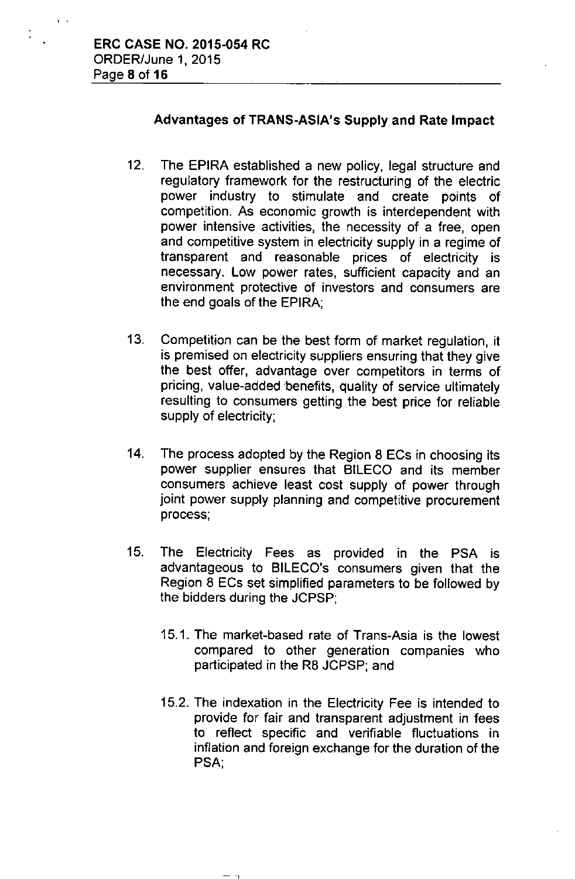### Advantages of TRANS-ASIA's Supply and Rate Impact

12. The EPIRA established a new policy, legal structure and regulatory framework for the restructuring of the electric power industry to stimulate and create points of competition. As economic growth is interdependent with power intensive activities, the necessity of a free, open and competitive system in electricity supply in a regime of transparent and reasonable prices of electricity is necessary. Low power rates, sufficient capacity and an environment protective of investors and consumers are the end goals of the EPIRA;

13. Competition can be the best form of market regulation, it is premised on electricity suppliers ensuring that they give the best offer, advantage over competitors in terms of pricing, value-added benefits, quality of service ultimately resulting to consumers getting the best price for reliable supply of electricity;

14. The process adopted by the Region 8 ECs in choosing its power supplier ensures that BILECO and its member consumers achieve least cost supply of power through joint power supply planning and competitive procurement process;

15. The Electricity Fees as provided in the PSA is advantageous to BILECO's consumers given that the Region 8 ECs set simplified parameters to be followed by the bidders during the JCPSP;

    15.1. The market-based rate of Trans-Asia is the lowest compared to other generation companies who participated in the R8 JCPSP; and

    15.2. The indexation in the Electricity Fee is intended to provide for fair and transparent adjustment in fees to reflect specific and verifiable fluctuations in inflation and foreign exchange for the duration of the PSA;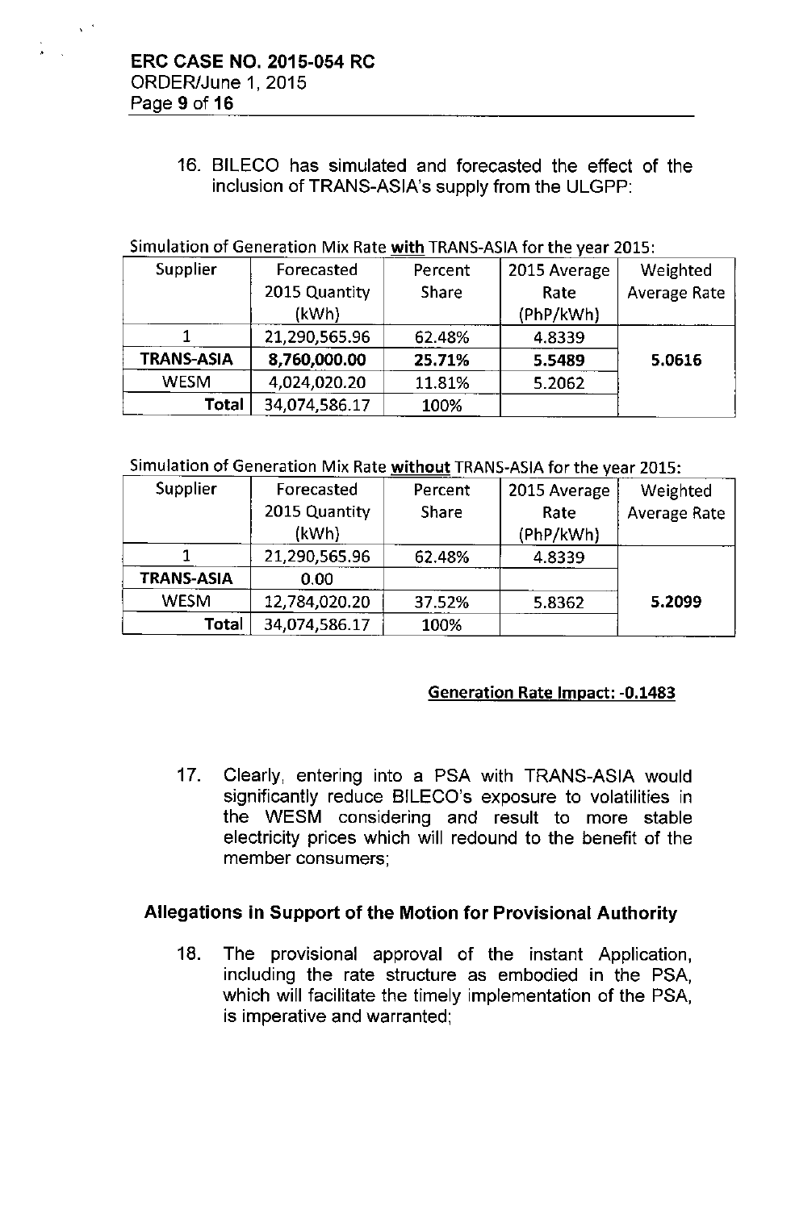16. BILECO has simulated and forecasted the effect of the inclusion of TRANS-ASIA's supply from the ULGPP:

Simulation of Generation Mix Rate **with** TRANS-ASIA for the year 2015:

| Supplier | Forecasted 2015 Quantity (kWh) | Percent Share | 2015 Average Rate (PhP/kWh) | Weighted Average Rate |
|---|---|---|---|---|
| 1 | 21,290,565.96 | 62.48% | 4.8339 | |
| **TRANS-ASIA** | **8,760,000.00** | **25.71%** | **5.5489** | **5.0616** |
| WESM | 4,024,020.20 | 11.81% | 5.2062 | |
| **Total** | 34,074,586.17 | 100% | | |

Simulation of Generation Mix Rate **without** TRANS-ASIA for the year 2015:

| Supplier | Forecasted 2015 Quantity (kWh) | Percent Share | 2015 Average Rate (PhP/kWh) | Weighted Average Rate |
|---|---|---|---|---|
| 1 | 21,290,565.96 | 62.48% | 4.8339 | |
| **TRANS-ASIA** | 0.00 | | | |
| WESM | 12,784,020.20 | 37.52% | 5.8362 | **5.2099** |
| **Total** | 34,074,586.17 | 100% | | |

**Generation Rate Impact: -0.1483**

17. Clearly, entering into a PSA with TRANS-ASIA would significantly reduce BILECO's exposure to volatilities in the WESM considering and result to more stable electricity prices which will redound to the benefit of the member consumers;

## Allegations in Support of the Motion for Provisional Authority

18. The provisional approval of the instant Application, including the rate structure as embodied in the PSA, which will facilitate the timely implementation of the PSA, is imperative and warranted;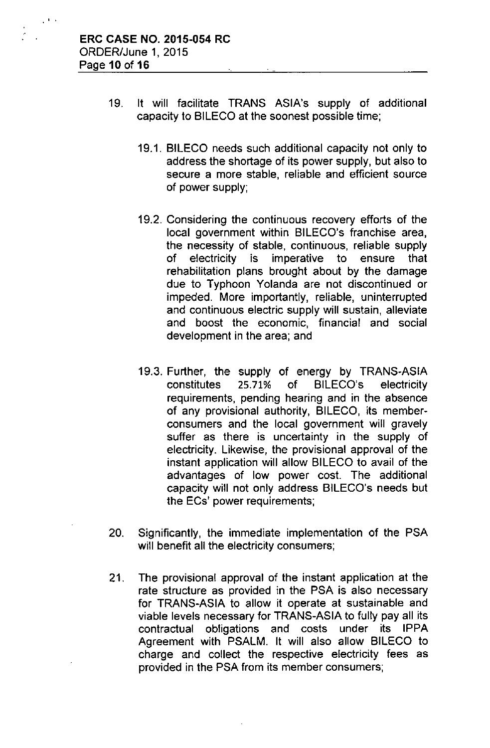19. It will facilitate TRANS ASIA's supply of additional capacity to BILECO at the soonest possible time;

    19.1. BILECO needs such additional capacity not only to address the shortage of its power supply, but also to secure a more stable, reliable and efficient source of power supply;

    19.2. Considering the continuous recovery efforts of the local government within BILECO's franchise area, the necessity of stable, continuous, reliable supply of electricity is imperative to ensure that rehabilitation plans brought about by the damage due to Typhoon Yolanda are not discontinued or impeded. More importantly, reliable, uninterrupted and continuous electric supply will sustain, alleviate and boost the economic, financial and social development in the area; and

    19.3. Further, the supply of energy by TRANS-ASIA constitutes 25.71% of BILECO's electricity requirements, pending hearing and in the absence of any provisional authority, BILECO, its member-consumers and the local government will gravely suffer as there is uncertainty in the supply of electricity. Likewise, the provisional approval of the instant application will allow BILECO to avail of the advantages of low power cost. The additional capacity will not only address BILECO's needs but the ECs' power requirements;

20. Significantly, the immediate implementation of the PSA will benefit all the electricity consumers;

21. The provisional approval of the instant application at the rate structure as provided in the PSA is also necessary for TRANS-ASIA to allow it operate at sustainable and viable levels necessary for TRANS-ASIA to fully pay all its contractual obligations and costs under its IPPA Agreement with PSALM. It will also allow BILECO to charge and collect the respective electricity fees as provided in the PSA from its member consumers;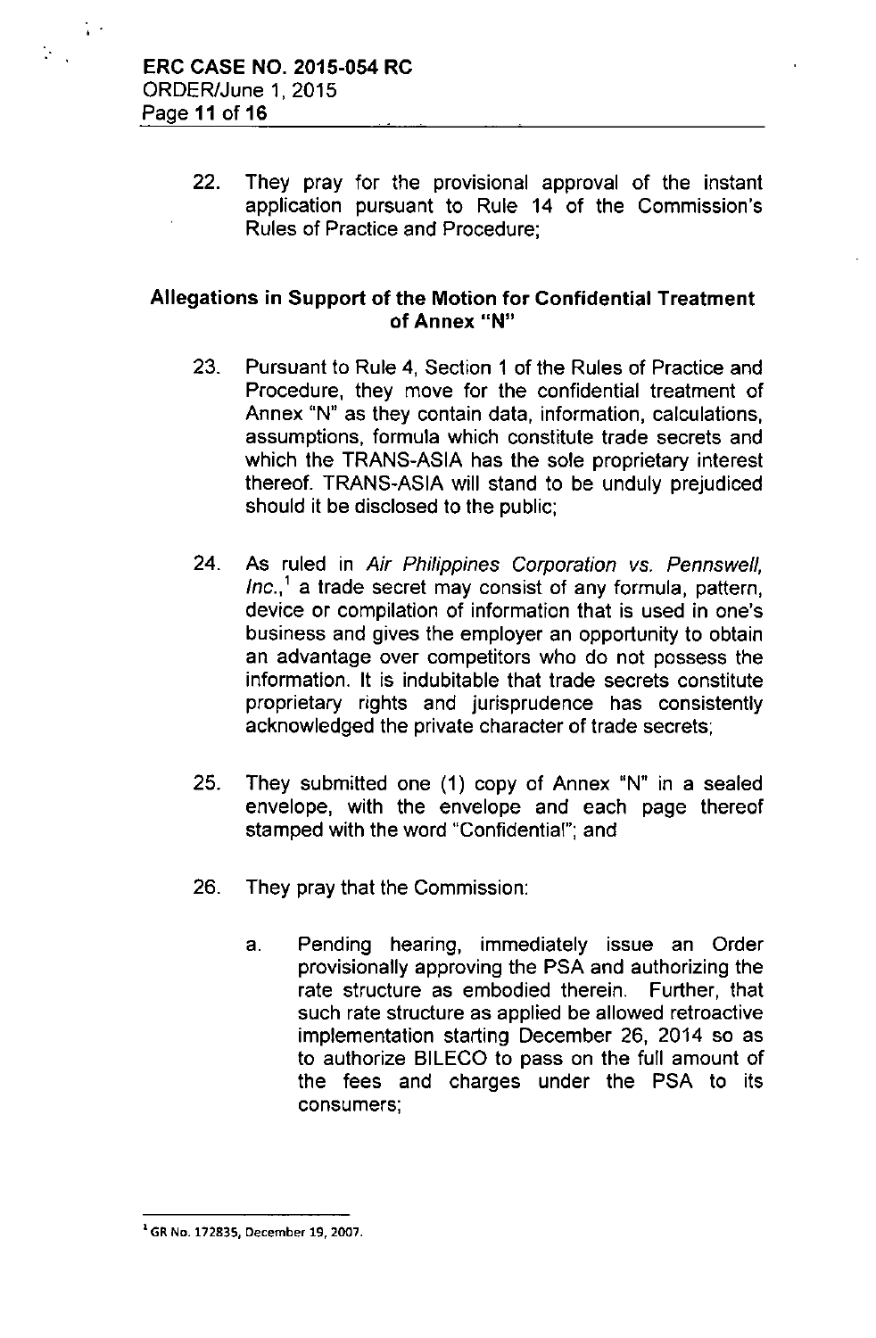22. They pray for the provisional approval of the instant application pursuant to Rule 14 of the Commission's Rules of Practice and Procedure;

## Allegations in Support of the Motion for Confidential Treatment of Annex "N"

23. Pursuant to Rule 4, Section 1 of the Rules of Practice and Procedure, they move for the confidential treatment of Annex "N" as they contain data, information, calculations, assumptions, formula which constitute trade secrets and which the TRANS-ASIA has the sole proprietary interest thereof. TRANS-ASIA will stand to be unduly prejudiced should it be disclosed to the public;

24. As ruled in *Air Philippines Corporation vs. Pennswell, Inc.*,[1] a trade secret may consist of any formula, pattern, device or compilation of information that is used in one's business and gives the employer an opportunity to obtain an advantage over competitors who do not possess the information. It is indubitable that trade secrets constitute proprietary rights and jurisprudence has consistently acknowledged the private character of trade secrets;

25. They submitted one (1) copy of Annex "N" in a sealed envelope, with the envelope and each page thereof stamped with the word "Confidential"; and

26. They pray that the Commission:

    a. Pending hearing, immediately issue an Order provisionally approving the PSA and authorizing the rate structure as embodied therein. Further, that such rate structure as applied be allowed retroactive implementation starting December 26, 2014 so as to authorize BILECO to pass on the full amount of the fees and charges under the PSA to its consumers;

---

[1] GR No. 172835, December 19, 2007.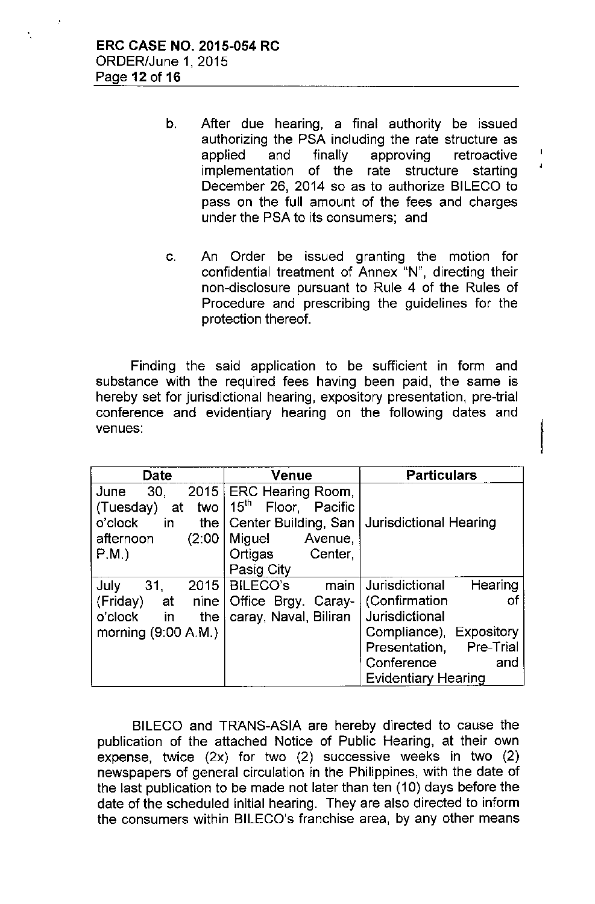b. After due hearing, a final authority be issued authorizing the PSA including the rate structure as applied and finally approving retroactive implementation of the rate structure starting December 26, 2014 so as to authorize BILECO to pass on the full amount of the fees and charges under the PSA to its consumers; and

c. An Order be issued granting the motion for confidential treatment of Annex "N", directing their non-disclosure pursuant to Rule 4 of the Rules of Procedure and prescribing the guidelines for the protection thereof.

Finding the said application to be sufficient in form and substance with the required fees having been paid, the same is hereby set for jurisdictional hearing, expository presentation, pre-trial conference and evidentiary hearing on the following dates and venues:

| Date | Venue | Particulars |
|---|---|---|
| June 30, 2015 (Tuesday) at two o'clock in the afternoon (2:00 P.M.) | ERC Hearing Room, 15th Floor, Pacific Center Building, San Miguel Avenue, Ortigas Center, Pasig City | Jurisdictional Hearing |
| July 31, 2015 (Friday) at nine o'clock in the morning (9:00 A.M.) | BILECO's main Office Brgy. Caray-caray, Naval, Biliran | Jurisdictional Hearing (Confirmation of Jurisdictional Compliance), Expository Presentation, Pre-Trial Conference and Evidentiary Hearing |

BILECO and TRANS-ASIA are hereby directed to cause the publication of the attached Notice of Public Hearing, at their own expense, twice (2x) for two (2) successive weeks in two (2) newspapers of general circulation in the Philippines, with the date of the last publication to be made not later than ten (10) days before the date of the scheduled initial hearing. They are also directed to inform the consumers within BILECO's franchise area, by any other means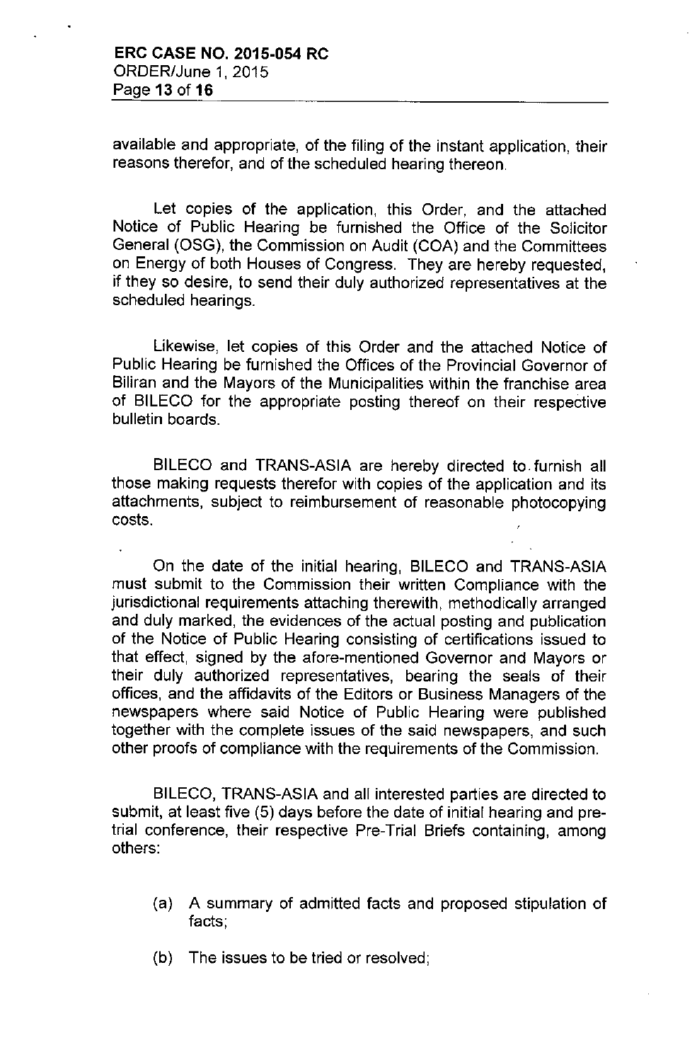available and appropriate, of the filing of the instant application, their reasons therefor, and of the scheduled hearing thereon.

Let copies of the application, this Order, and the attached Notice of Public Hearing be furnished the Office of the Solicitor General (OSG), the Commission on Audit (COA) and the Committees on Energy of both Houses of Congress. They are hereby requested, if they so desire, to send their duly authorized representatives at the scheduled hearings.

Likewise, let copies of this Order and the attached Notice of Public Hearing be furnished the Offices of the Provincial Governor of Biliran and the Mayors of the Municipalities within the franchise area of BILECO for the appropriate posting thereof on their respective bulletin boards.

BILECO and TRANS-ASIA are hereby directed to furnish all those making requests therefor with copies of the application and its attachments, subject to reimbursement of reasonable photocopying costs.

On the date of the initial hearing, BILECO and TRANS-ASIA must submit to the Commission their written Compliance with the jurisdictional requirements attaching therewith, methodically arranged and duly marked, the evidences of the actual posting and publication of the Notice of Public Hearing consisting of certifications issued to that effect, signed by the afore-mentioned Governor and Mayors or their duly authorized representatives, bearing the seals of their offices, and the affidavits of the Editors or Business Managers of the newspapers where said Notice of Public Hearing were published together with the complete issues of the said newspapers, and such other proofs of compliance with the requirements of the Commission.

BILECO, TRANS-ASIA and all interested parties are directed to submit, at least five (5) days before the date of initial hearing and pre-trial conference, their respective Pre-Trial Briefs containing, among others:

(a) A summary of admitted facts and proposed stipulation of facts;

(b) The issues to be tried or resolved;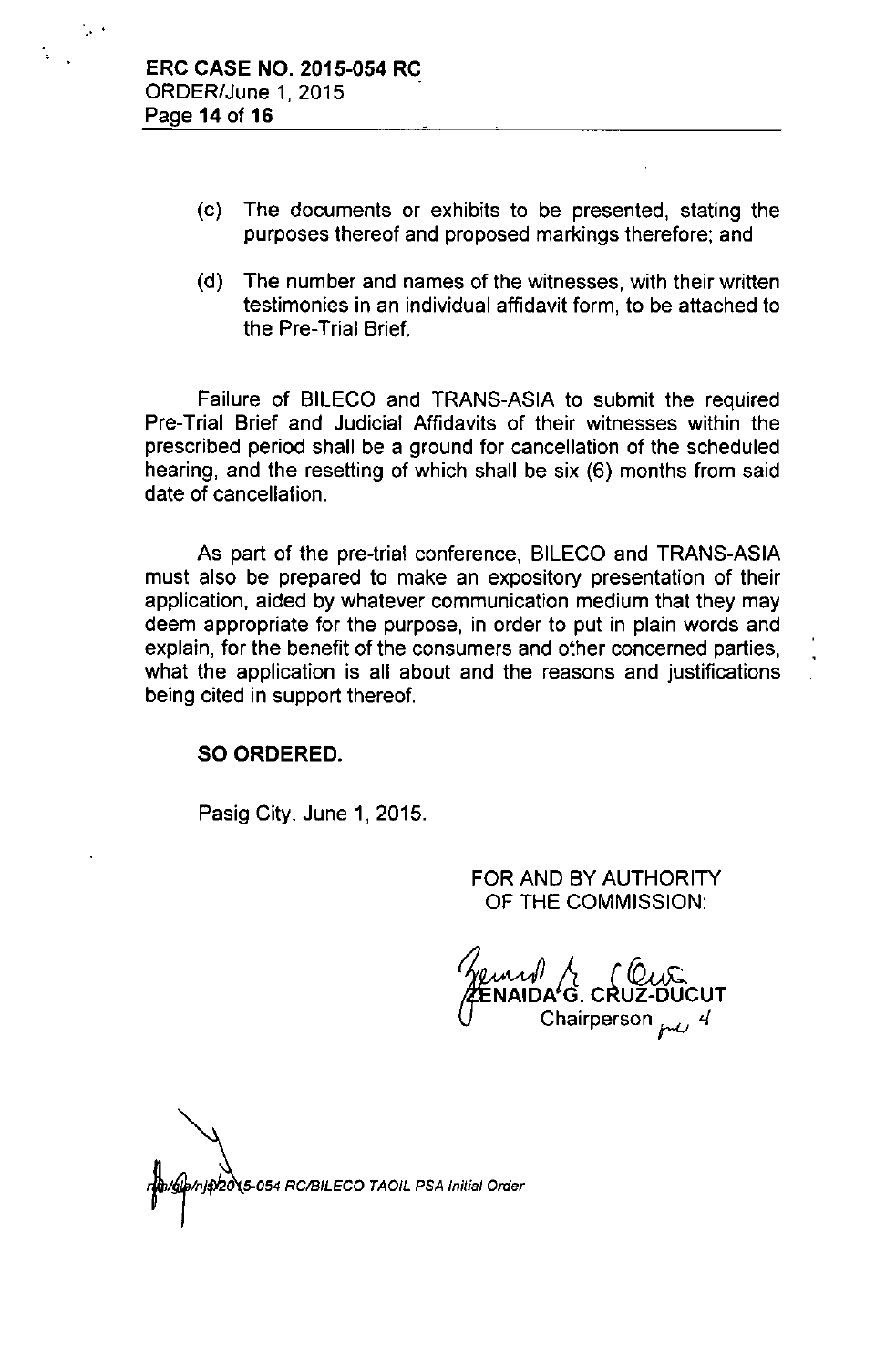(c) The documents or exhibits to be presented, stating the purposes thereof and proposed markings therefore; and

(d) The number and names of the witnesses, with their written testimonies in an individual affidavit form, to be attached to the Pre-Trial Brief.

Failure of BILECO and TRANS-ASIA to submit the required Pre-Trial Brief and Judicial Affidavits of their witnesses within the prescribed period shall be a ground for cancellation of the scheduled hearing, and the resetting of which shall be six (6) months from said date of cancellation.

As part of the pre-trial conference, BILECO and TRANS-ASIA must also be prepared to make an expository presentation of their application, aided by whatever communication medium that they may deem appropriate for the purpose, in order to put in plain words and explain, for the benefit of the consumers and other concerned parties, what the application is all about and the reasons and justifications being cited in support thereof.

**SO ORDERED.**

Pasig City, June 1, 2015.

FOR AND BY AUTHORITY OF THE COMMISSION:

ZENAIDA G. CRUZ-DUCUT
Chairperson

*2015-054 RC/BILECO TAOIL PSA Initial Order*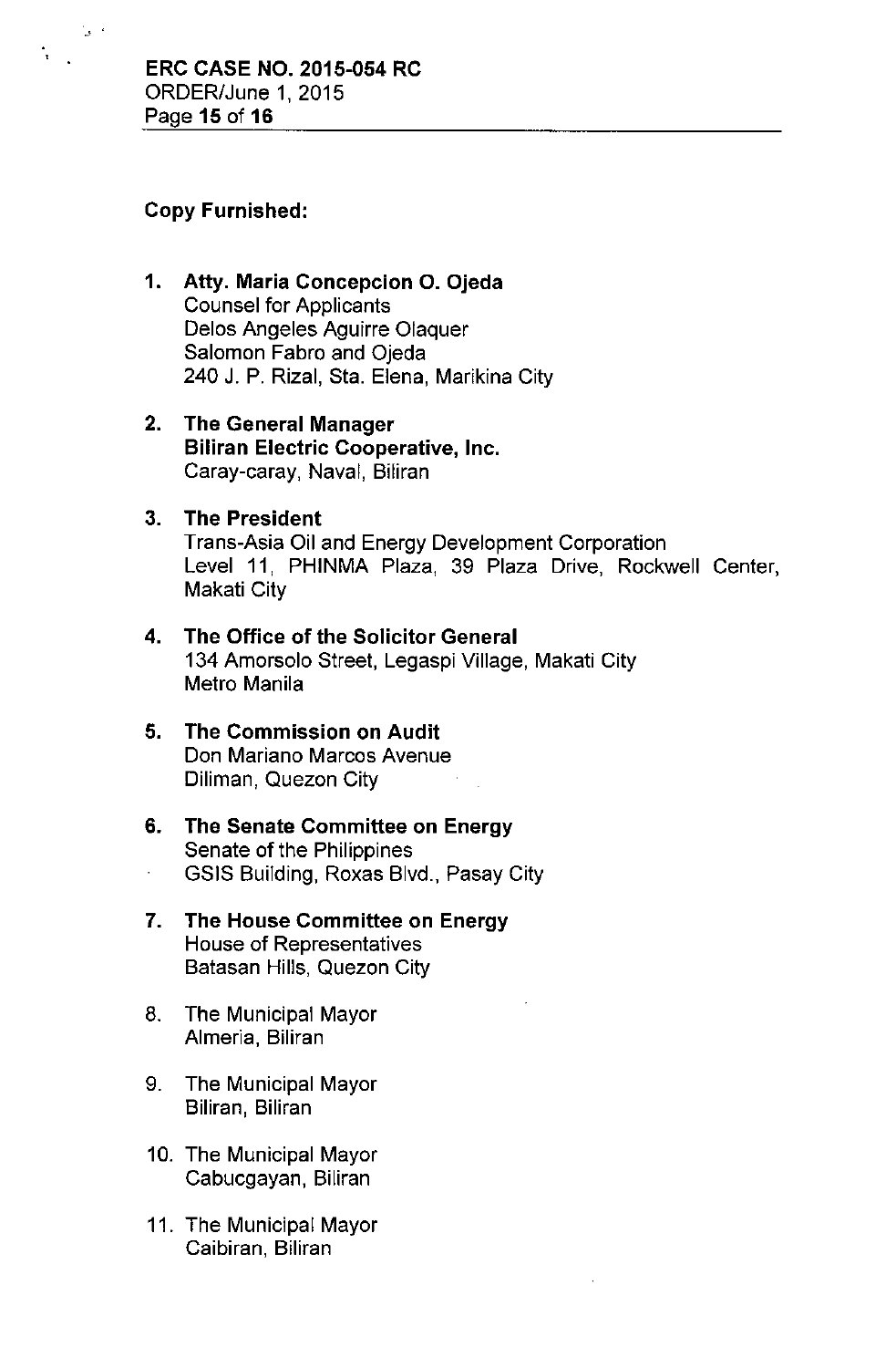**Copy Furnished:**

1. **Atty. Maria Concepcion O. Ojeda**
   Counsel for Applicants
   Delos Angeles Aguirre Olaquer
   Salomon Fabro and Ojeda
   240 J. P. Rizal, Sta. Elena, Marikina City

2. **The General Manager**
   **Biliran Electric Cooperative, Inc.**
   Caray-caray, Naval, Biliran

3. **The President**
   Trans-Asia Oil and Energy Development Corporation
   Level 11, PHINMA Plaza, 39 Plaza Drive, Rockwell Center, Makati City

4. **The Office of the Solicitor General**
   134 Amorsolo Street, Legaspi Village, Makati City
   Metro Manila

5. **The Commission on Audit**
   Don Mariano Marcos Avenue
   Diliman, Quezon City

6. **The Senate Committee on Energy**
   Senate of the Philippines
   GSIS Building, Roxas Blvd., Pasay City

7. **The House Committee on Energy**
   House of Representatives
   Batasan Hills, Quezon City

8. The Municipal Mayor
   Almeria, Biliran

9. The Municipal Mayor
   Biliran, Biliran

10. The Municipal Mayor
    Cabucgayan, Biliran

11. The Municipal Mayor
    Caibiran, Biliran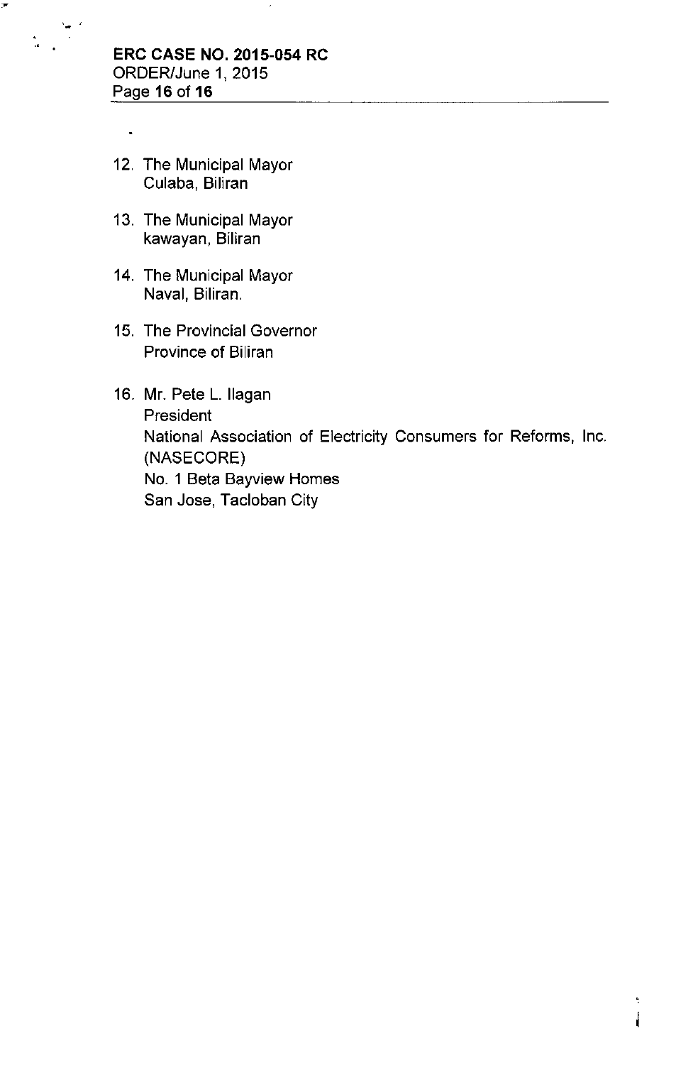12. The Municipal Mayor
    Culaba, Biliran

13. The Municipal Mayor
    kawayan, Biliran

14. The Municipal Mayor
    Naval, Biliran.

15. The Provincial Governor
    Province of Biliran

16. Mr. Pete L. Ilagan
    President
    National Association of Electricity Consumers for Reforms, Inc. (NASECORE)
    No. 1 Beta Bayview Homes
    San Jose, Tacloban City